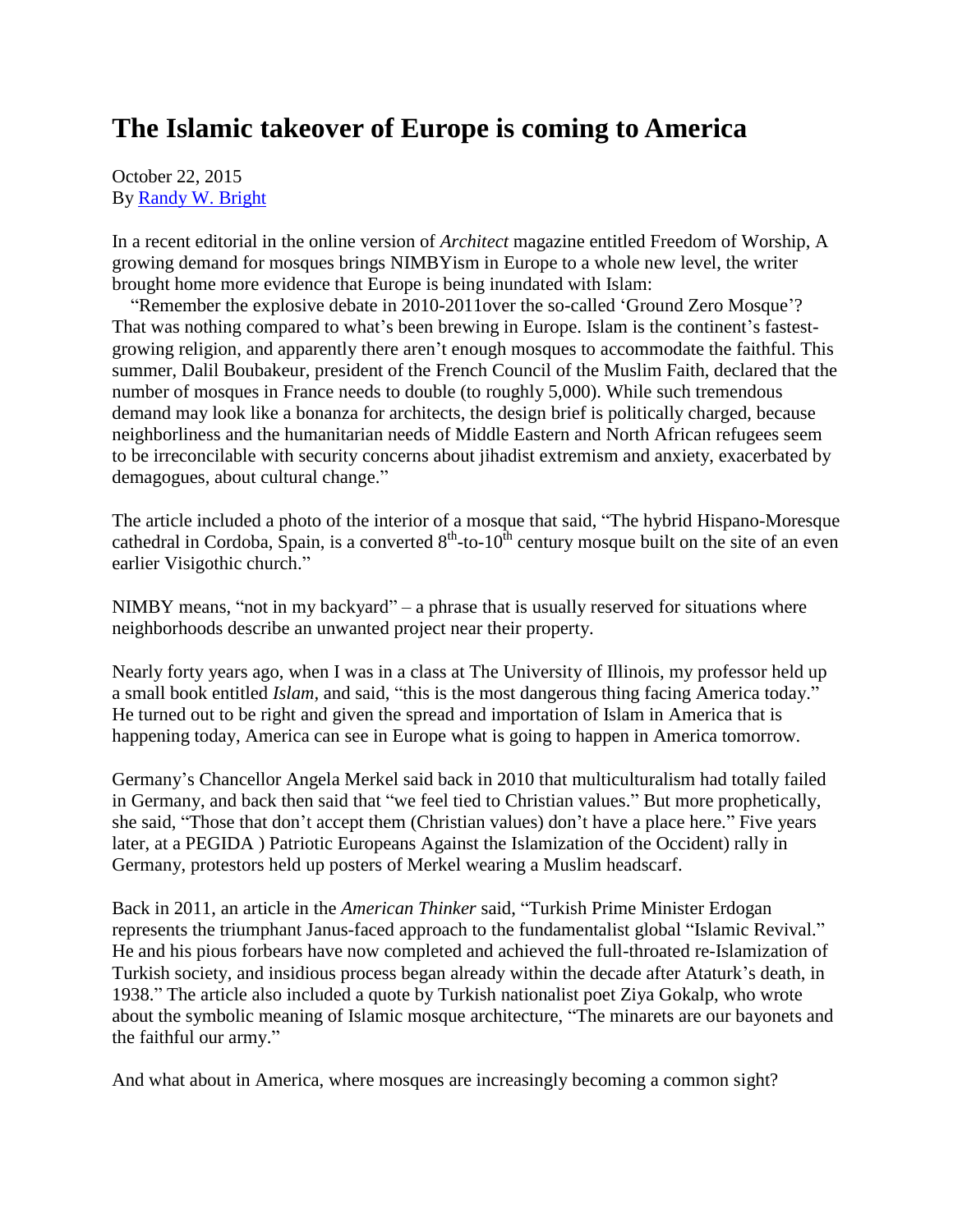# The Islamic takeover of Europe is coming to America

October 22, 2015
By [Randy W. Bright]()

In a recent editorial in the online version of *Architect* magazine entitled Freedom of Worship, A growing demand for mosques brings NIMBYism in Europe to a whole new level, the writer brought home more evidence that Europe is being inundated with Islam:

"Remember the explosive debate in 2010-2011over the so-called 'Ground Zero Mosque'? That was nothing compared to what's been brewing in Europe. Islam is the continent's fastest-growing religion, and apparently there aren't enough mosques to accommodate the faithful. This summer, Dalil Boubakeur, president of the French Council of the Muslim Faith, declared that the number of mosques in France needs to double (to roughly 5,000). While such tremendous demand may look like a bonanza for architects, the design brief is politically charged, because neighborliness and the humanitarian needs of Middle Eastern and North African refugees seem to be irreconcilable with security concerns about jihadist extremism and anxiety, exacerbated by demagogues, about cultural change."

The article included a photo of the interior of a mosque that said, "The hybrid Hispano-Moresque cathedral in Cordoba, Spain, is a converted 8th-to-10th century mosque built on the site of an even earlier Visigothic church."

NIMBY means, "not in my backyard" – a phrase that is usually reserved for situations where neighborhoods describe an unwanted project near their property.

Nearly forty years ago, when I was in a class at The University of Illinois, my professor held up a small book entitled *Islam*, and said, "this is the most dangerous thing facing America today." He turned out to be right and given the spread and importation of Islam in America that is happening today, America can see in Europe what is going to happen in America tomorrow.

Germany's Chancellor Angela Merkel said back in 2010 that multiculturalism had totally failed in Germany, and back then said that "we feel tied to Christian values." But more prophetically, she said, "Those that don't accept them (Christian values) don't have a place here." Five years later, at a PEGIDA ) Patriotic Europeans Against the Islamization of the Occident) rally in Germany, protestors held up posters of Merkel wearing a Muslim headscarf.

Back in 2011, an article in the *American Thinker* said, "Turkish Prime Minister Erdogan represents the triumphant Janus-faced approach to the fundamentalist global "Islamic Revival." He and his pious forbears have now completed and achieved the full-throated re-Islamization of Turkish society, and insidious process began already within the decade after Ataturk's death, in 1938." The article also included a quote by Turkish nationalist poet Ziya Gokalp, who wrote about the symbolic meaning of Islamic mosque architecture, "The minarets are our bayonets and the faithful our army."

And what about in America, where mosques are increasingly becoming a common sight?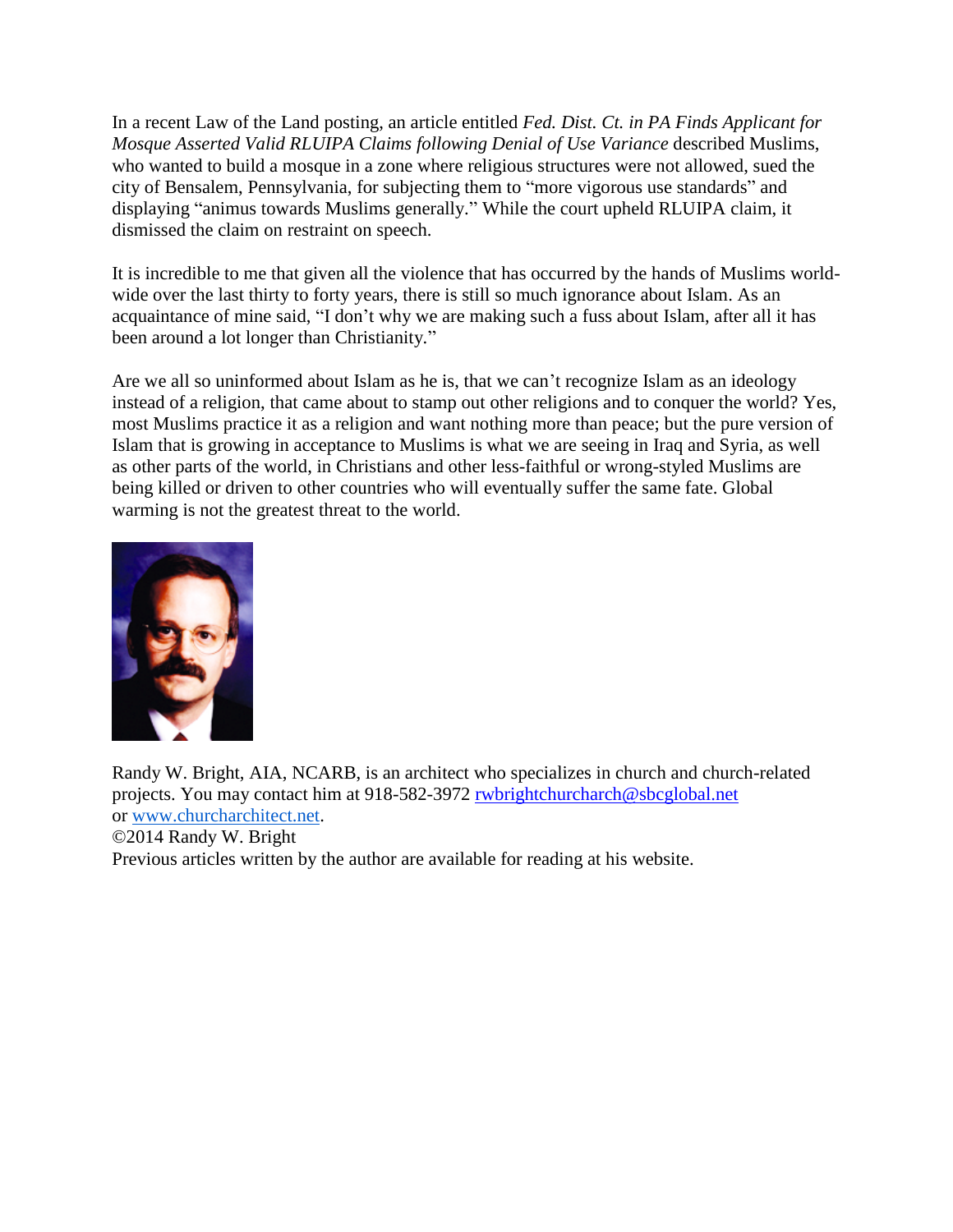In a recent Law of the Land posting, an article entitled *Fed. Dist. Ct. in PA Finds Applicant for Mosque Asserted Valid RLUIPA Claims following Denial of Use Variance* described Muslims, who wanted to build a mosque in a zone where religious structures were not allowed, sued the city of Bensalem, Pennsylvania, for subjecting them to "more vigorous use standards" and displaying "animus towards Muslims generally." While the court upheld RLUIPA claim, it dismissed the claim on restraint on speech.

It is incredible to me that given all the violence that has occurred by the hands of Muslims world-wide over the last thirty to forty years, there is still so much ignorance about Islam. As an acquaintance of mine said, "I don't why we are making such a fuss about Islam, after all it has been around a lot longer than Christianity."

Are we all so uninformed about Islam as he is, that we can't recognize Islam as an ideology instead of a religion, that came about to stamp out other religions and to conquer the world? Yes, most Muslims practice it as a religion and want nothing more than peace; but the pure version of Islam that is growing in acceptance to Muslims is what we are seeing in Iraq and Syria, as well as other parts of the world, in Christians and other less-faithful or wrong-styled Muslims are being killed or driven to other countries who will eventually suffer the same fate. Global warming is not the greatest threat to the world.

Randy W. Bright, AIA, NCARB, is an architect who specializes in church and church-related projects. You may contact him at 918-582-3972 rwbrightchurcharch@sbcglobal.net or www.churcharchitect.net.
©2014 Randy W. Bright
Previous articles written by the author are available for reading at his website.